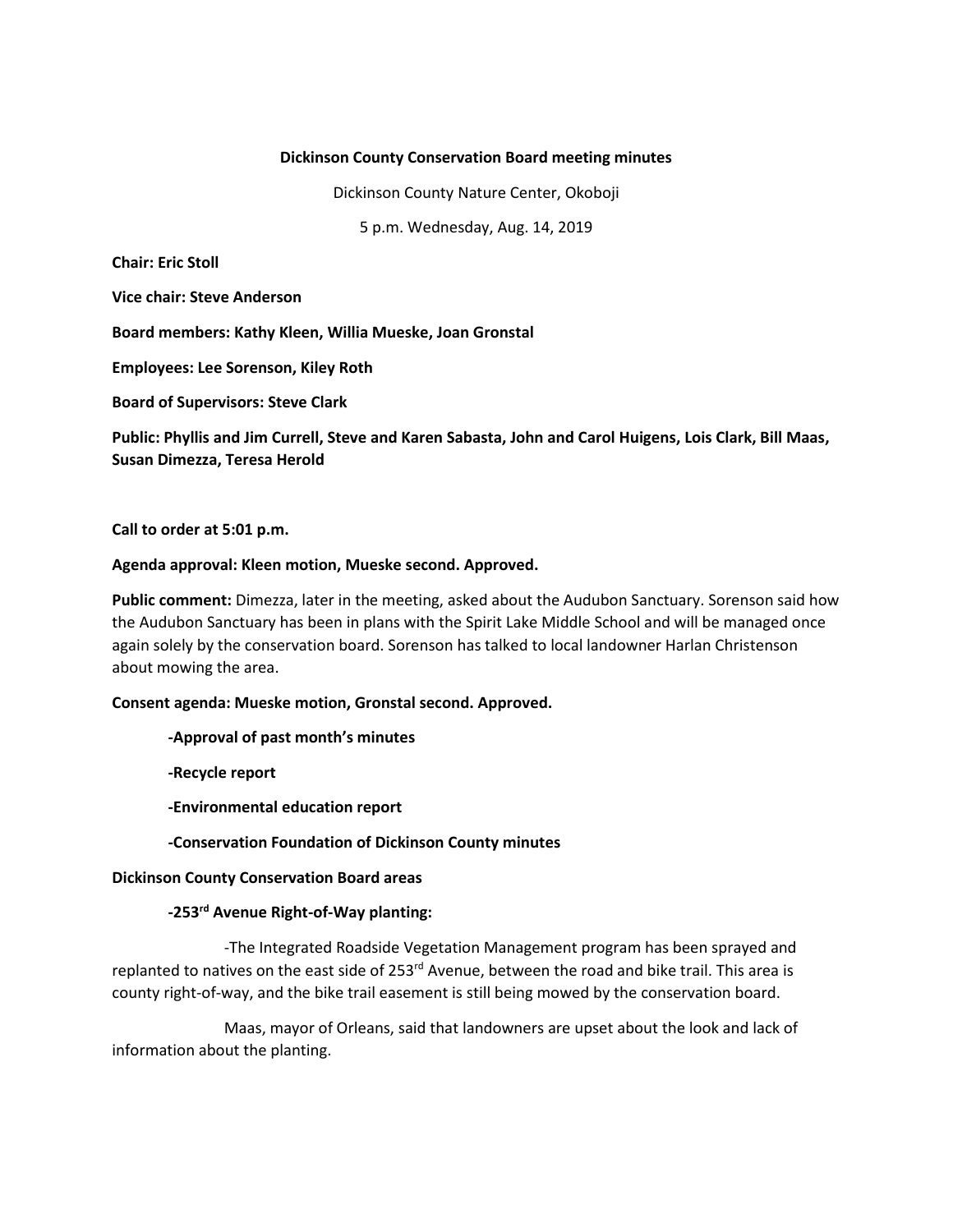**Dickinson County Conservation Board meeting minutes**

Dickinson County Nature Center, Okoboji

5 p.m. Wednesday, Aug. 14, 2019

**Chair: Eric Stoll**

**Vice chair: Steve Anderson**

**Board members: Kathy Kleen, Willia Mueske, Joan Gronstal**

**Employees: Lee Sorenson, Kiley Roth**

**Board of Supervisors: Steve Clark**

**Public: Phyllis and Jim Currell, Steve and Karen Sabasta, John and Carol Huigens, Lois Clark, Bill Maas, Susan Dimezza, Teresa Herold**

**Call to order at 5:01 p.m.**

**Agenda approval: Kleen motion, Mueske second. Approved.**

**Public comment:** Dimezza, later in the meeting, asked about the Audubon Sanctuary. Sorenson said how the Audubon Sanctuary has been in plans with the Spirit Lake Middle School and will be managed once again solely by the conservation board. Sorenson has talked to local landowner Harlan Christenson about mowing the area.

**Consent agenda: Mueske motion, Gronstal second. Approved.**

**-Approval of past month's minutes**

**-Recycle report**

**-Environmental education report**

**-Conservation Foundation of Dickinson County minutes**

**Dickinson County Conservation Board areas**

**-253rd Avenue Right-of-Way planting:**

-The Integrated Roadside Vegetation Management program has been sprayed and replanted to natives on the east side of 253rd Avenue, between the road and bike trail. This area is county right-of-way, and the bike trail easement is still being mowed by the conservation board.

Maas, mayor of Orleans, said that landowners are upset about the look and lack of information about the planting.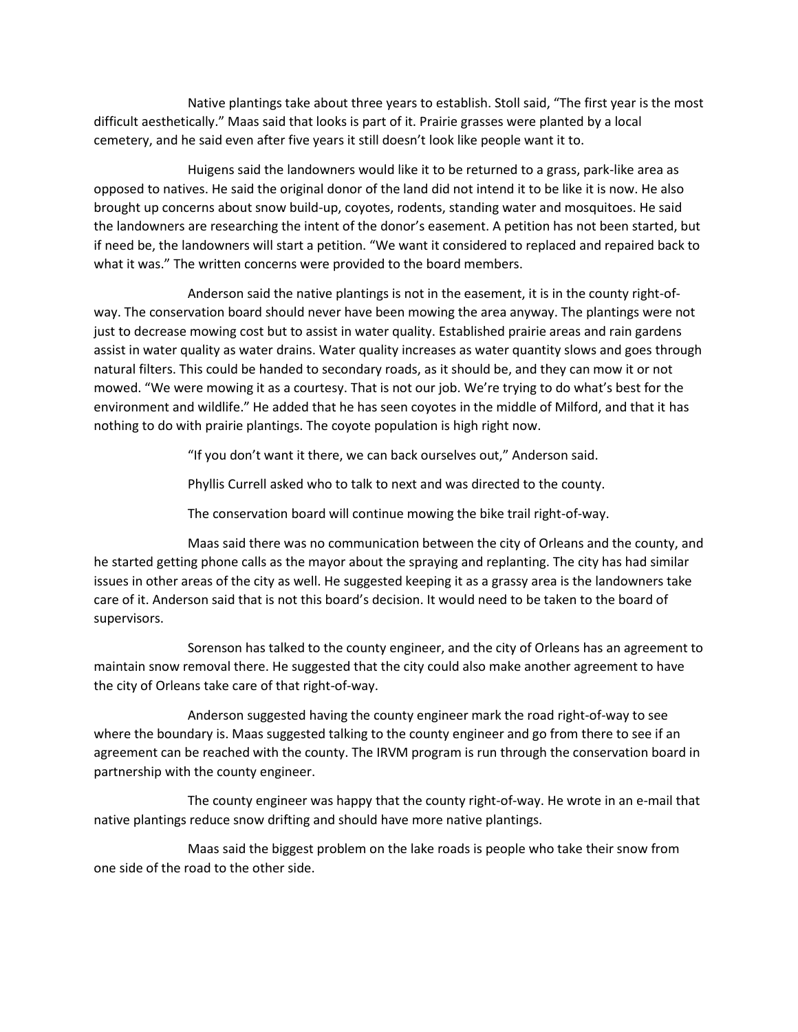Native plantings take about three years to establish. Stoll said, "The first year is the most difficult aesthetically." Maas said that looks is part of it. Prairie grasses were planted by a local cemetery, and he said even after five years it still doesn't look like people want it to.

Huigens said the landowners would like it to be returned to a grass, park-like area as opposed to natives. He said the original donor of the land did not intend it to be like it is now. He also brought up concerns about snow build-up, coyotes, rodents, standing water and mosquitoes. He said the landowners are researching the intent of the donor's easement. A petition has not been started, but if need be, the landowners will start a petition. "We want it considered to replaced and repaired back to what it was." The written concerns were provided to the board members.

Anderson said the native plantings is not in the easement, it is in the county right-of-way. The conservation board should never have been mowing the area anyway. The plantings were not just to decrease mowing cost but to assist in water quality. Established prairie areas and rain gardens assist in water quality as water drains. Water quality increases as water quantity slows and goes through natural filters. This could be handed to secondary roads, as it should be, and they can mow it or not mowed. "We were mowing it as a courtesy. That is not our job. We're trying to do what's best for the environment and wildlife." He added that he has seen coyotes in the middle of Milford, and that it has nothing to do with prairie plantings. The coyote population is high right now.

"If you don't want it there, we can back ourselves out," Anderson said.

Phyllis Currell asked who to talk to next and was directed to the county.

The conservation board will continue mowing the bike trail right-of-way.

Maas said there was no communication between the city of Orleans and the county, and he started getting phone calls as the mayor about the spraying and replanting. The city has had similar issues in other areas of the city as well. He suggested keeping it as a grassy area is the landowners take care of it. Anderson said that is not this board's decision. It would need to be taken to the board of supervisors.

Sorenson has talked to the county engineer, and the city of Orleans has an agreement to maintain snow removal there. He suggested that the city could also make another agreement to have the city of Orleans take care of that right-of-way.

Anderson suggested having the county engineer mark the road right-of-way to see where the boundary is. Maas suggested talking to the county engineer and go from there to see if an agreement can be reached with the county. The IRVM program is run through the conservation board in partnership with the county engineer.

The county engineer was happy that the county right-of-way. He wrote in an e-mail that native plantings reduce snow drifting and should have more native plantings.

Maas said the biggest problem on the lake roads is people who take their snow from one side of the road to the other side.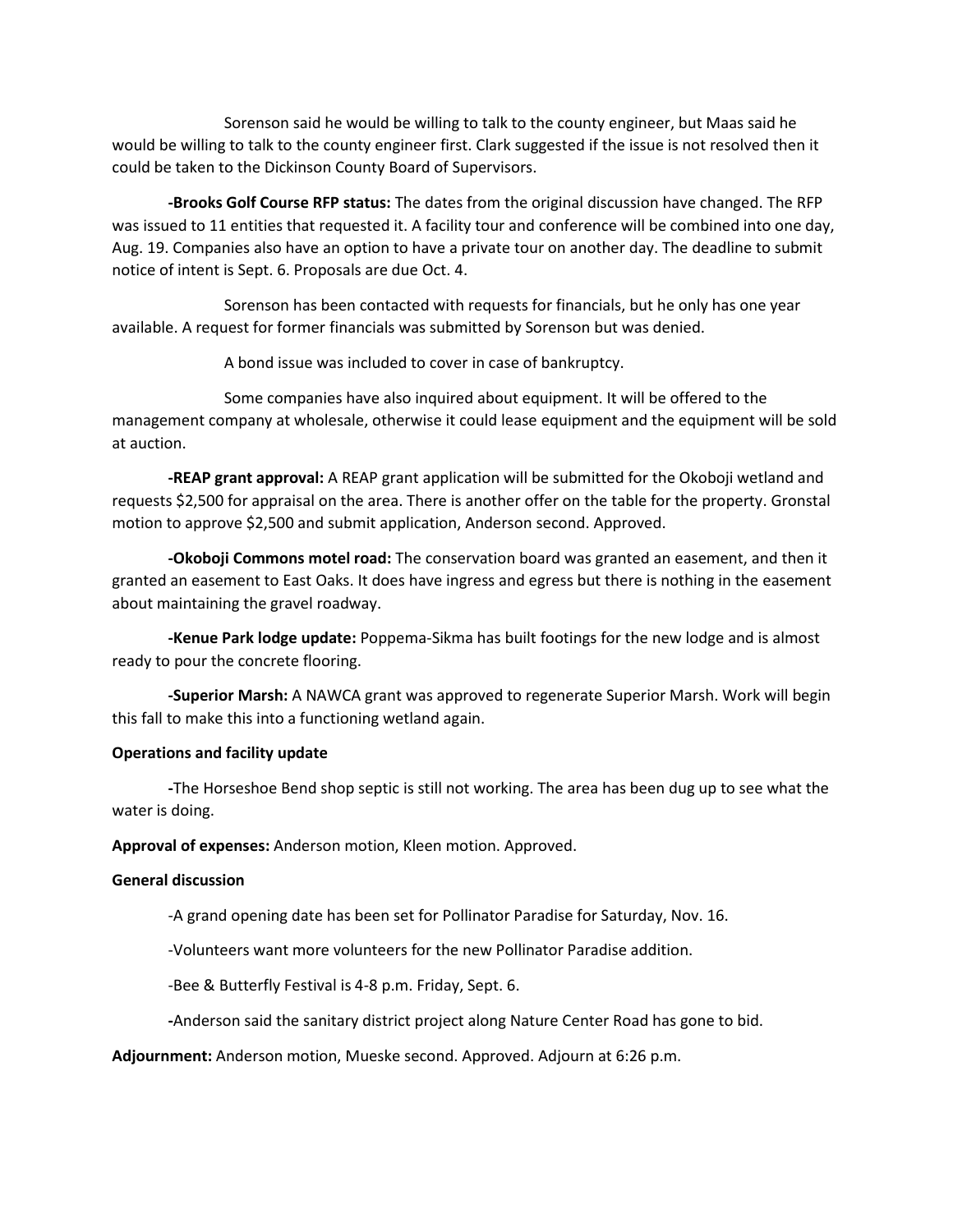Sorenson said he would be willing to talk to the county engineer, but Maas said he would be willing to talk to the county engineer first. Clark suggested if the issue is not resolved then it could be taken to the Dickinson County Board of Supervisors.

**-Brooks Golf Course RFP status:** The dates from the original discussion have changed. The RFP was issued to 11 entities that requested it. A facility tour and conference will be combined into one day, Aug. 19. Companies also have an option to have a private tour on another day. The deadline to submit notice of intent is Sept. 6. Proposals are due Oct. 4.

Sorenson has been contacted with requests for financials, but he only has one year available. A request for former financials was submitted by Sorenson but was denied.

A bond issue was included to cover in case of bankruptcy.

Some companies have also inquired about equipment. It will be offered to the management company at wholesale, otherwise it could lease equipment and the equipment will be sold at auction.

**-REAP grant approval:** A REAP grant application will be submitted for the Okoboji wetland and requests $2,500 for appraisal on the area. There is another offer on the table for the property. Gronstal motion to approve $2,500 and submit application, Anderson second. Approved.

**-Okoboji Commons motel road:** The conservation board was granted an easement, and then it granted an easement to East Oaks. It does have ingress and egress but there is nothing in the easement about maintaining the gravel roadway.

**-Kenue Park lodge update:** Poppema-Sikma has built footings for the new lodge and is almost ready to pour the concrete flooring.

**-Superior Marsh:** A NAWCA grant was approved to regenerate Superior Marsh. Work will begin this fall to make this into a functioning wetland again.

**Operations and facility update**

-The Horseshoe Bend shop septic is still not working. The area has been dug up to see what the water is doing.

**Approval of expenses:** Anderson motion, Kleen motion. Approved.

**General discussion**

-A grand opening date has been set for Pollinator Paradise for Saturday, Nov. 16.

-Volunteers want more volunteers for the new Pollinator Paradise addition.

-Bee & Butterfly Festival is 4-8 p.m. Friday, Sept. 6.

-Anderson said the sanitary district project along Nature Center Road has gone to bid.

**Adjournment:** Anderson motion, Mueske second. Approved. Adjourn at 6:26 p.m.